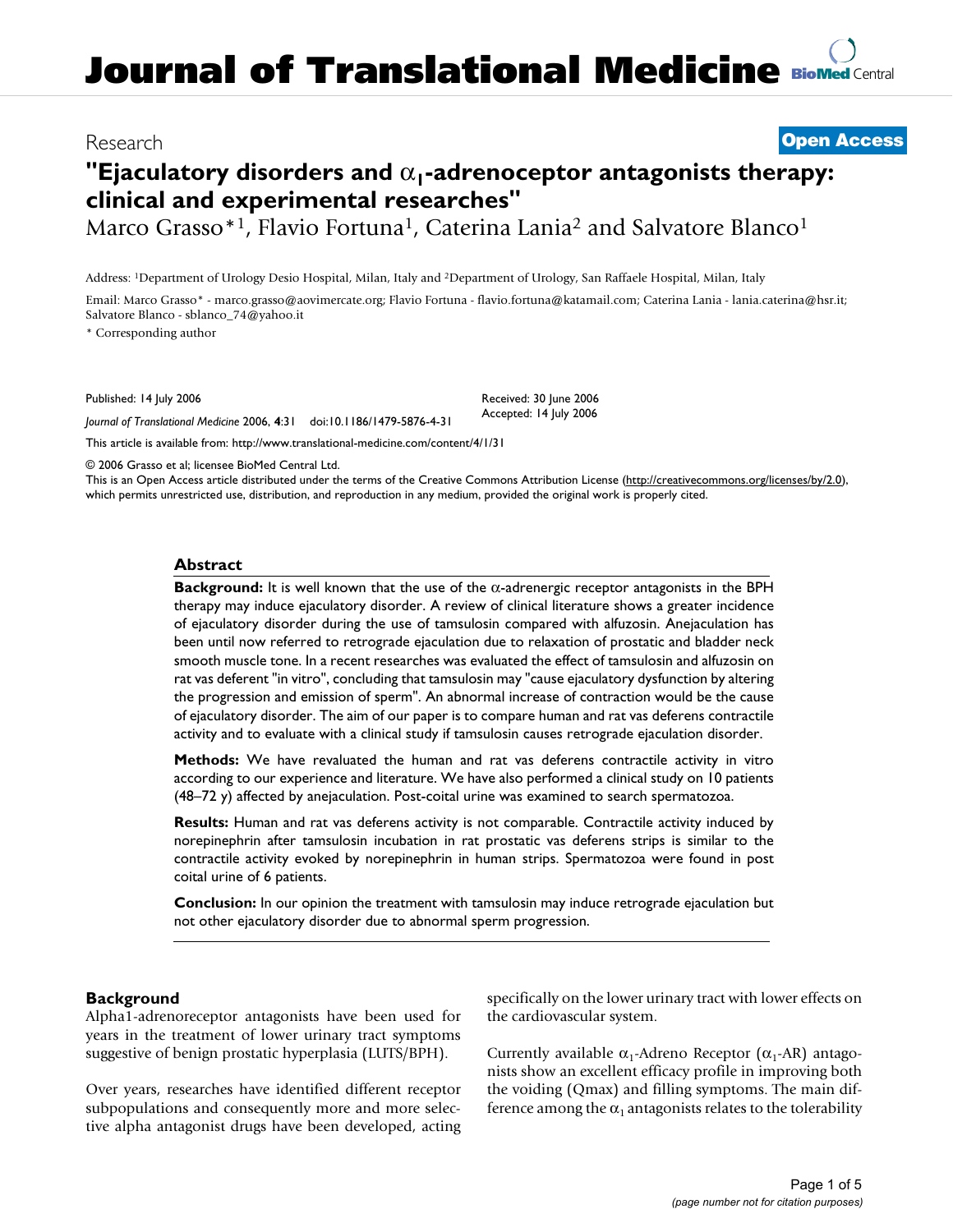# Journal of Translational Medicine

Research

**Open Access**

# "Ejaculatory disorders and $\alpha_1$-adrenoceptor antagonists therapy: clinical and experimental researches"

Marco Grasso*[1], Flavio Fortuna[1], Caterina Lania[2] and Salvatore Blanco[1]

Address: [1]Department of Urology Desio Hospital, Milan, Italy and [2]Department of Urology, San Raffaele Hospital, Milan, Italy

Email: Marco Grasso* - marco.grasso@aovimercate.org; Flavio Fortuna - flavio.fortuna@katamail.com; Caterina Lania - lania.caterina@hsr.it; Salvatore Blanco - sblanco_74@yahoo.it

\* Corresponding author

Published: 14 July 2006

*Journal of Translational Medicine* 2006, **4**:31 doi:10.1186/1479-5876-4-31

Received: 30 June 2006
Accepted: 14 July 2006

This article is available from: http://www.translational-medicine.com/content/4/1/31

© 2006 Grasso et al; licensee BioMed Central Ltd.
This is an Open Access article distributed under the terms of the Creative Commons Attribution License (http://creativecommons.org/licenses/by/2.0), which permits unrestricted use, distribution, and reproduction in any medium, provided the original work is properly cited.

## Abstract

**Background:** It is well known that the use of the $\alpha$-adrenergic receptor antagonists in the BPH therapy may induce ejaculatory disorder. A review of clinical literature shows a greater incidence of ejaculatory disorder during the use of tamsulosin compared with alfuzosin. Anejaculation has been until now referred to retrograde ejaculation due to relaxation of prostatic and bladder neck smooth muscle tone. In a recent researches was evaluated the effect of tamsulosin and alfuzosin on rat vas deferent "in vitro", concluding that tamsulosin may "cause ejaculatory dysfunction by altering the progression and emission of sperm". An abnormal increase of contraction would be the cause of ejaculatory disorder. The aim of our paper is to compare human and rat vas deferens contractile activity and to evaluate with a clinical study if tamsulosin causes retrograde ejaculation disorder.

**Methods:** We have revaluated the human and rat vas deferens contractile activity in vitro according to our experience and literature. We have also performed a clinical study on 10 patients (48–72 y) affected by anejaculation. Post-coital urine was examined to search spermatozoa.

**Results:** Human and rat vas deferens activity is not comparable. Contractile activity induced by norepinephrin after tamsulosin incubation in rat prostatic vas deferens strips is similar to the contractile activity evoked by norepinephrin in human strips. Spermatozoa were found in post coital urine of 6 patients.

**Conclusion:** In our opinion the treatment with tamsulosin may induce retrograde ejaculation but not other ejaculatory disorder due to abnormal sperm progression.

## Background

Alpha1-adrenoreceptor antagonists have been used for years in the treatment of lower urinary tract symptoms suggestive of benign prostatic hyperplasia (LUTS/BPH).

Over years, researches have identified different receptor subpopulations and consequently more and more selective alpha antagonist drugs have been developed, acting specifically on the lower urinary tract with lower effects on the cardiovascular system.

Currently available $\alpha_1$-Adreno Receptor ($\alpha_1$-AR) antagonists show an excellent efficacy profile in improving both the voiding (Qmax) and filling symptoms. The main difference among the $\alpha_1$ antagonists relates to the tolerability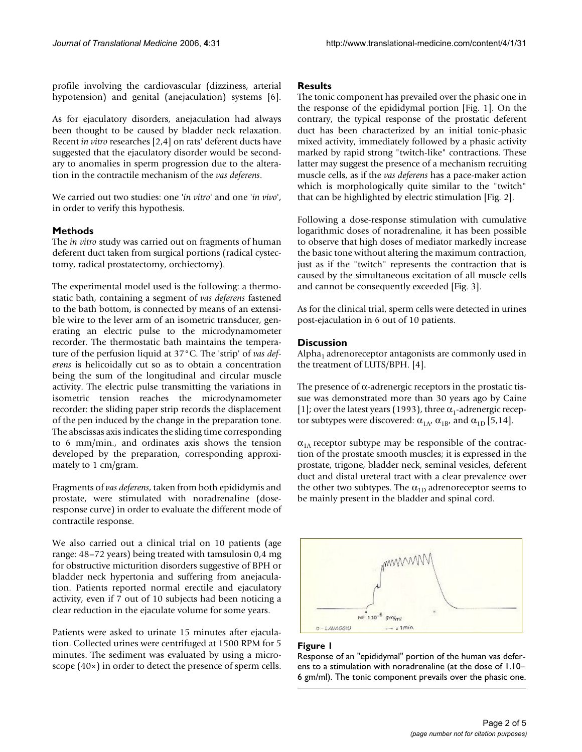profile involving the cardiovascular (dizziness, arterial hypotension) and genital (anejaculation) systems [6].

As for ejaculatory disorders, anejaculation had always been thought to be caused by bladder neck relaxation. Recent *in vitro* researches [2,4] on rats' deferent ducts have suggested that the ejaculatory disorder would be secondary to anomalies in sperm progression due to the alteration in the contractile mechanism of the *vas deferens*.

We carried out two studies: one '*in vitro*' and one '*in vivo*', in order to verify this hypothesis.

## Methods

The *in vitro* study was carried out on fragments of human deferent duct taken from surgical portions (radical cystectomy, radical prostatectomy, orchiectomy).

The experimental model used is the following: a thermostatic bath, containing a segment of *vas deferens* fastened to the bath bottom, is connected by means of an extensible wire to the lever arm of an isometric transducer, generating an electric pulse to the microdynamometer recorder. The thermostatic bath maintains the temperature of the perfusion liquid at 37°C. The 'strip' of *vas deferens* is helicoidally cut so as to obtain a concentration being the sum of the longitudinal and circular muscle activity. The electric pulse transmitting the variations in isometric tension reaches the microdynamometer recorder: the sliding paper strip records the displacement of the pen induced by the change in the preparation tone. The abscissas axis indicates the sliding time corresponding to 6 mm/min., and ordinates axis shows the tension developed by the preparation, corresponding approximately to 1 cm/gram.

Fragments of *vas deferens*, taken from both epididymis and prostate, were stimulated with noradrenaline (dose-response curve) in order to evaluate the different mode of contractile response.

We also carried out a clinical trial on 10 patients (age range: 48–72 years) being treated with tamsulosin 0,4 mg for obstructive micturition disorders suggestive of BPH or bladder neck hypertonia and suffering from anejaculation. Patients reported normal erectile and ejaculatory activity, even if 7 out of 10 subjects had been noticing a clear reduction in the ejaculate volume for some years.

Patients were asked to urinate 15 minutes after ejaculation. Collected urines were centrifuged at 1500 RPM for 5 minutes. The sediment was evaluated by using a microscope (40×) in order to detect the presence of sperm cells.

## Results

The tonic component has prevailed over the phasic one in the response of the epididymal portion [Fig. 1]. On the contrary, the typical response of the prostatic deferent duct has been characterized by an initial tonic-phasic mixed activity, immediately followed by a phasic activity marked by rapid strong "twitch-like" contractions. These latter may suggest the presence of a mechanism recruiting muscle cells, as if the *vas deferens* has a pace-maker action which is morphologically quite similar to the "twitch" that can be highlighted by electric stimulation [Fig. 2].

Following a dose-response stimulation with cumulative logarithmic doses of noradrenaline, it has been possible to observe that high doses of mediator markedly increase the basic tone without altering the maximum contraction, just as if the "twitch" represents the contraction that is caused by the simultaneous excitation of all muscle cells and cannot be consequently exceeded [Fig. 3].

As for the clinical trial, sperm cells were detected in urines post-ejaculation in 6 out of 10 patients.

## Discussion

Alpha$_1$ adrenoreceptor antagonists are commonly used in the treatment of LUTS/BPH. [4].

The presence of $\alpha$-adrenergic receptors in the prostatic tissue was demonstrated more than 30 years ago by Caine [1]; over the latest years (1993), three $\alpha_1$-adrenergic receptor subtypes were discovered: $\alpha_{1A}$, $\alpha_{1B}$, and $\alpha_{1D}$ [5,14].

$\alpha_{1A}$ receptor subtype may be responsible of the contraction of the prostate smooth muscles; it is expressed in the prostate, trigone, bladder neck, seminal vesicles, deferent duct and distal ureteral tract with a clear prevalence over the other two subtypes. The $\alpha_{1D}$ adrenoreceptor seems to be mainly present in the bladder and spinal cord.

NE 1.10$^{-6}$ gm/ml

O – LAVAGGIO

⟶ = 1 min.

**Figure 1**

Response of an "epididymal" portion of the human vas deferens to a stimulation with noradrenaline (at the dose of 1.10–6 gm/ml). The tonic component prevails over the phasic one.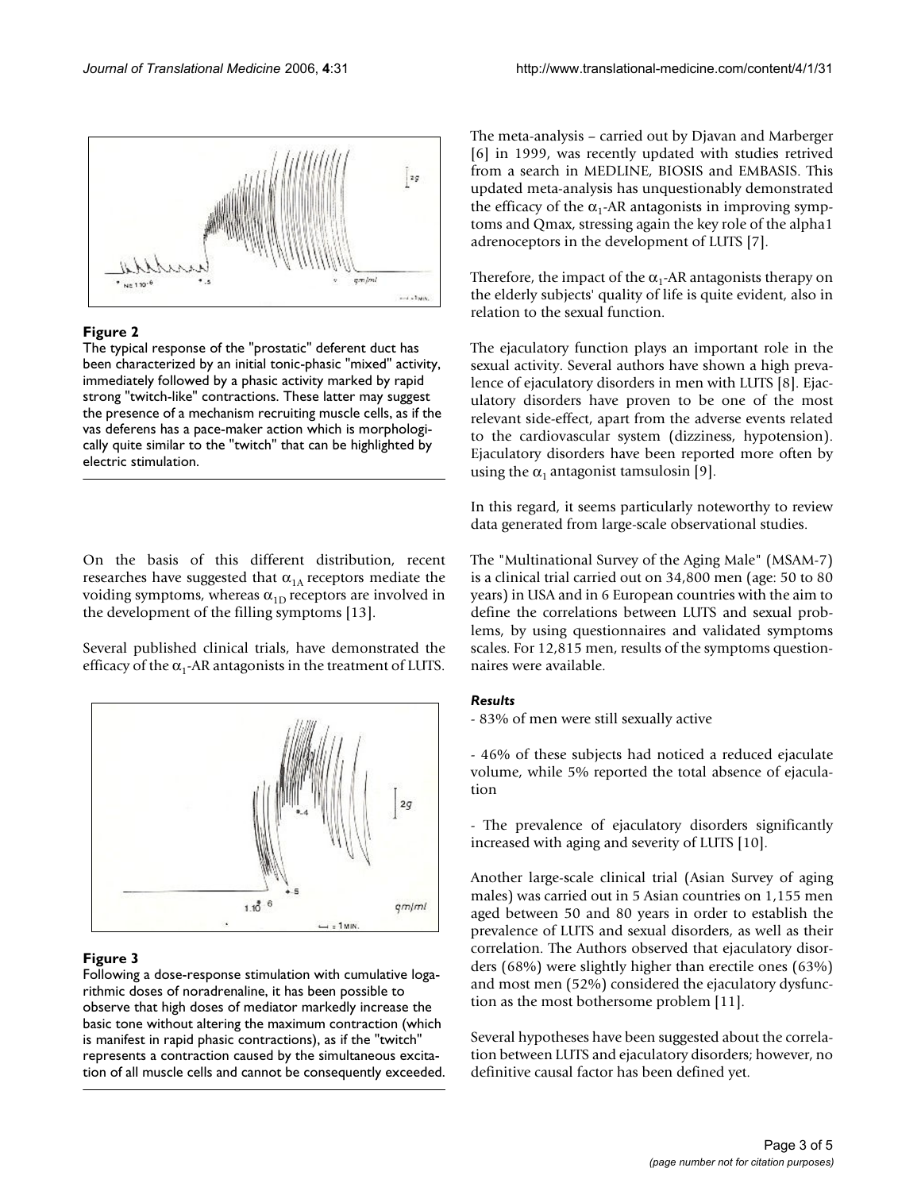Figure 2

The typical response of the "prostatic" deferent duct has been characterized by an initial tonic-phasic "mixed" activity, immediately followed by a phasic activity marked by rapid strong "twitch-like" contractions. These latter may suggest the presence of a mechanism recruiting muscle cells, as if the vas deferens has a pace-maker action which is morphologically quite similar to the "twitch" that can be highlighted by electric stimulation.

On the basis of this different distribution, recent researches have suggested that $\alpha_{1A}$ receptors mediate the voiding symptoms, whereas $\alpha_{1D}$ receptors are involved in the development of the filling symptoms [13].

Several published clinical trials, have demonstrated the efficacy of the $\alpha_1$-AR antagonists in the treatment of LUTS.

Figure 3

Following a dose-response stimulation with cumulative logarithmic doses of noradrenaline, it has been possible to observe that high doses of mediator markedly increase the basic tone without altering the maximum contraction (which is manifest in rapid phasic contractions), as if the "twitch" represents a contraction caused by the simultaneous excitation of all muscle cells and cannot be consequently exceeded.

The meta-analysis – carried out by Djavan and Marberger [6] in 1999, was recently updated with studies retrived from a search in MEDLINE, BIOSIS and EMBASIS. This updated meta-analysis has unquestionably demonstrated the efficacy of the $\alpha_1$-AR antagonists in improving symptoms and Qmax, stressing again the key role of the alpha1 adrenoceptors in the development of LUTS [7].

Therefore, the impact of the $\alpha_1$-AR antagonists therapy on the elderly subjects' quality of life is quite evident, also in relation to the sexual function.

The ejaculatory function plays an important role in the sexual activity. Several authors have shown a high prevalence of ejaculatory disorders in men with LUTS [8]. Ejaculatory disorders have proven to be one of the most relevant side-effect, apart from the adverse events related to the cardiovascular system (dizziness, hypotension). Ejaculatory disorders have been reported more often by using the $\alpha_1$ antagonist tamsulosin [9].

In this regard, it seems particularly noteworthy to review data generated from large-scale observational studies.

The "Multinational Survey of the Aging Male" (MSAM-7) is a clinical trial carried out on 34,800 men (age: 50 to 80 years) in USA and in 6 European countries with the aim to define the correlations between LUTS and sexual problems, by using questionnaires and validated symptoms scales. For 12,815 men, results of the symptoms questionnaires were available.

### *Results*

- 83% of men were still sexually active

- 46% of these subjects had noticed a reduced ejaculate volume, while 5% reported the total absence of ejaculation

- The prevalence of ejaculatory disorders significantly increased with aging and severity of LUTS [10].

Another large-scale clinical trial (Asian Survey of aging males) was carried out in 5 Asian countries on 1,155 men aged between 50 and 80 years in order to establish the prevalence of LUTS and sexual disorders, as well as their correlation. The Authors observed that ejaculatory disorders (68%) were slightly higher than erectile ones (63%) and most men (52%) considered the ejaculatory dysfunction as the most bothersome problem [11].

Several hypotheses have been suggested about the correlation between LUTS and ejaculatory disorders; however, no definitive causal factor has been defined yet.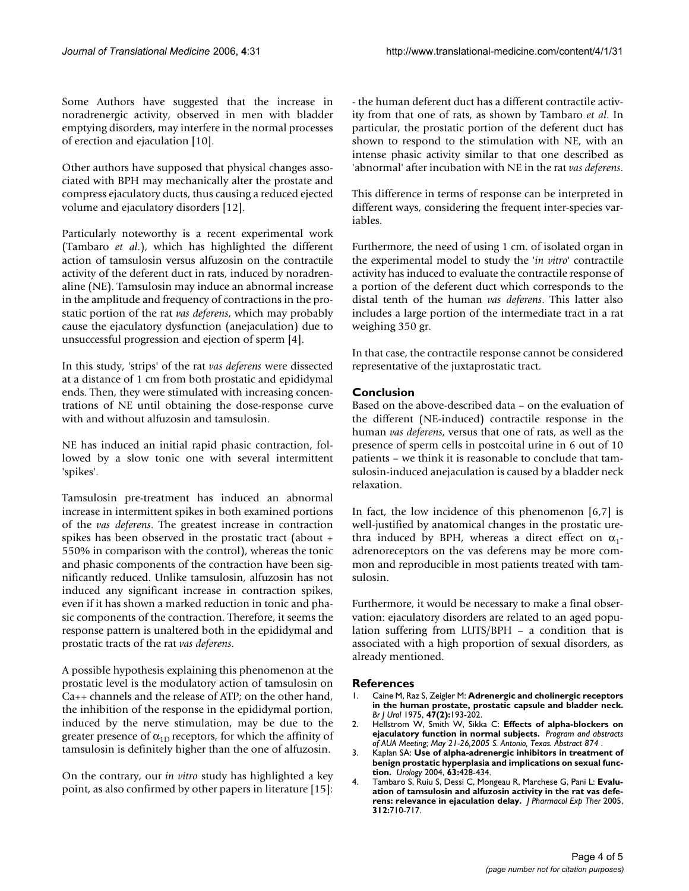Some Authors have suggested that the increase in noradrenergic activity, observed in men with bladder emptying disorders, may interfere in the normal processes of erection and ejaculation [10].

Other authors have supposed that physical changes associated with BPH may mechanically alter the prostate and compress ejaculatory ducts, thus causing a reduced ejected volume and ejaculatory disorders [12].

Particularly noteworthy is a recent experimental work (Tambaro *et al*.), which has highlighted the different action of tamsulosin versus alfuzosin on the contractile activity of the deferent duct in rats, induced by noradrenaline (NE). Tamsulosin may induce an abnormal increase in the amplitude and frequency of contractions in the prostatic portion of the rat *vas deferens*, which may probably cause the ejaculatory dysfunction (anejaculation) due to unsuccessful progression and ejection of sperm [4].

In this study, 'strips' of the rat *vas deferens* were dissected at a distance of 1 cm from both prostatic and epididymal ends. Then, they were stimulated with increasing concentrations of NE until obtaining the dose-response curve with and without alfuzosin and tamsulosin.

NE has induced an initial rapid phasic contraction, followed by a slow tonic one with several intermittent 'spikes'.

Tamsulosin pre-treatment has induced an abnormal increase in intermittent spikes in both examined portions of the *vas deferens*. The greatest increase in contraction spikes has been observed in the prostatic tract (about + 550% in comparison with the control), whereas the tonic and phasic components of the contraction have been significantly reduced. Unlike tamsulosin, alfuzosin has not induced any significant increase in contraction spikes, even if it has shown a marked reduction in tonic and phasic components of the contraction. Therefore, it seems the response pattern is unaltered both in the epididymal and prostatic tracts of the rat *vas deferens*.

A possible hypothesis explaining this phenomenon at the prostatic level is the modulatory action of tamsulosin on Ca++ channels and the release of ATP; on the other hand, the inhibition of the response in the epididymal portion, induced by the nerve stimulation, may be due to the greater presence of $\alpha_{1D}$ receptors, for which the affinity of tamsulosin is definitely higher than the one of alfuzosin.

On the contrary, our *in vitro* study has highlighted a key point, as also confirmed by other papers in literature [15]: - the human deferent duct has a different contractile activity from that one of rats, as shown by Tambaro *et al*. In particular, the prostatic portion of the deferent duct has shown to respond to the stimulation with NE, with an intense phasic activity similar to that one described as 'abnormal' after incubation with NE in the rat *vas deferens*.

This difference in terms of response can be interpreted in different ways, considering the frequent inter-species variables.

Furthermore, the need of using 1 cm. of isolated organ in the experimental model to study the '*in vitro*' contractile activity has induced to evaluate the contractile response of a portion of the deferent duct which corresponds to the distal tenth of the human *vas deferens*. This latter also includes a large portion of the intermediate tract in a rat weighing 350 gr.

In that case, the contractile response cannot be considered representative of the juxtaprostatic tract.

## Conclusion

Based on the above-described data – on the evaluation of the different (NE-induced) contractile response in the human *vas deferens*, versus that one of rats, as well as the presence of sperm cells in postcoital urine in 6 out of 10 patients – we think it is reasonable to conclude that tamsulosin-induced anejaculation is caused by a bladder neck relaxation.

In fact, the low incidence of this phenomenon [6,7] is well-justified by anatomical changes in the prostatic urethra induced by BPH, whereas a direct effect on $\alpha_1$-adrenoreceptors on the vas deferens may be more common and reproducible in most patients treated with tamsulosin.

Furthermore, it would be necessary to make a final observation: ejaculatory disorders are related to an aged population suffering from LUTS/BPH – a condition that is associated with a high proportion of sexual disorders, as already mentioned.

## References

1. Caine M, Raz S, Zeigler M: **Adrenergic and cholinergic receptors in the human prostate, prostatic capsule and bladder neck.** *Br J Urol* 1975, **47(2):**193-202.
2. Hellstrom W, Smith W, Sikka C: **Effects of alpha-blockers on ejaculatory function in normal subjects.** *Program and abstracts of AUA Meeting; May 21-26,2005 S. Antonio, Texas. Abstract 874* .
3. Kaplan SA: **Use of alpha-adrenergic inhibitors in treatment of benign prostatic hyperplasia and implications on sexual function.** *Urology* 2004, **63:**428-434.
4. Tambaro S, Ruiu S, Dessi C, Mongeau R, Marchese G, Pani L: **Evaluation of tamsulosin and alfuzosin activity in the rat vas deferens: relevance in ejaculation delay.** *J Pharmacol Exp Ther* 2005, **312:**710-717.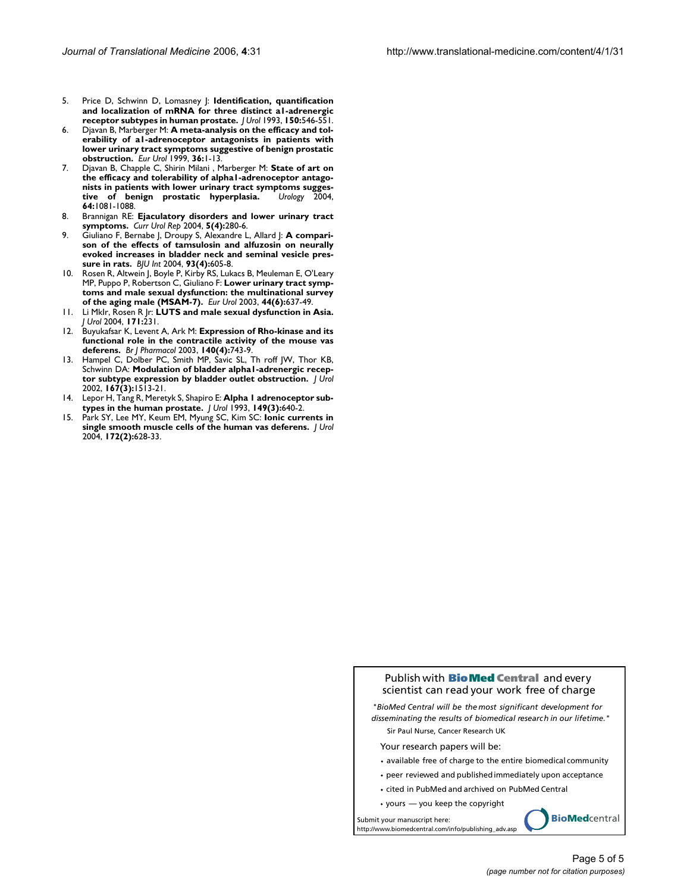5. Price D, Schwinn D, Lomasney J: **Identification, quantification and localization of mRNA for three distinct a1-adrenergic receptor subtypes in human prostate.** *J Urol* 1993, **150:**546-551.
6. Djavan B, Marberger M: **A meta-analysis on the efficacy and tolerability of a1-adrenoceptor antagonists in patients with lower urinary tract symptoms suggestive of benign prostatic obstruction.** *Eur Urol* 1999, **36:**1-13.
7. Djavan B, Chapple C, Shirin Milani , Marberger M: **State of art on the efficacy and tolerability of alpha1-adrenoceptor antagonists in patients with lower urinary tract symptoms suggestive of benign prostatic hyperplasia.** *Urology* 2004, **64:**1081-1088.
8. Brannigan RE: **Ejaculatory disorders and lower urinary tract symptoms.** *Curr Urol Rep* 2004, **5(4):**280-6.
9. Giuliano F, Bernabe J, Droupy S, Alexandre L, Allard J: **A comparison of the effects of tamsulosin and alfuzosin on neurally evoked increases in bladder neck and seminal vesicle pressure in rats.** *BJU Int* 2004, **93(4):**605-8.
10. Rosen R, Altwein J, Boyle P, Kirby RS, Lukacs B, Meuleman E, O'Leary MP, Puppo P, Robertson C, Giuliano F: **Lower urinary tract symptoms and male sexual dysfunction: the multinational survey of the aging male (MSAM-7).** *Eur Urol* 2003, **44(6):**637-49.
11. Li MkIr, Rosen R Jr: **LUTS and male sexual dysfunction in Asia.** *J Urol* 2004, **171:**231.
12. Buyukafsar K, Levent A, Ark M: **Expression of Rho-kinase and its functional role in the contractile activity of the mouse vas deferens.** *Br J Pharmacol* 2003, **140(4):**743-9.
13. Hampel C, Dolber PC, Smith MP, Savic SL, Th roff JW, Thor KB, Schwinn DA: **Modulation of bladder alpha1-adrenergic receptor subtype expression by bladder outlet obstruction.** *J Urol* 2002, **167(3):**1513-21.
14. Lepor H, Tang R, Meretyk S, Shapiro E: **Alpha 1 adrenoceptor subtypes in the human prostate.** *J Urol* 1993, **149(3):**640-2.
15. Park SY, Lee MY, Keum EM, Myung SC, Kim SC: **Ionic currents in single smooth muscle cells of the human vas deferens.** *J Urol* 2004, **172(2):**628-33.

Publish with **BioMed Central** and every scientist can read your work free of charge

*"BioMed Central will be the most significant development for disseminating the results of biomedical research in our lifetime."*

Sir Paul Nurse, Cancer Research UK

Your research papers will be:

- available free of charge to the entire biomedical community
- peer reviewed and published immediately upon acceptance
- cited in PubMed and archived on PubMed Central
- yours — you keep the copyright

Submit your manuscript here:
http://www.biomedcentral.com/info/publishing_adv.asp

**BioMed**central